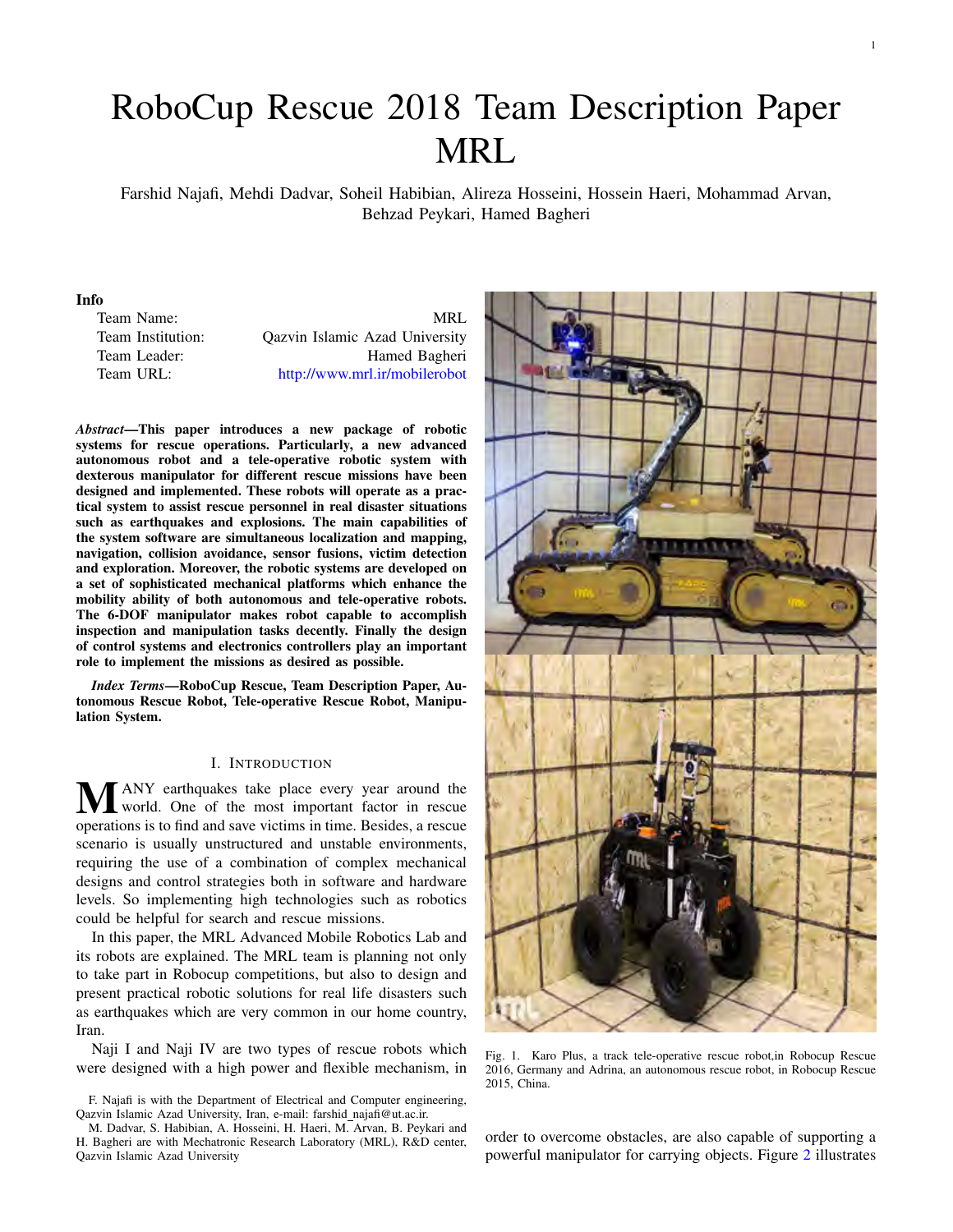# RoboCup Rescue 2018 Team Description Paper MRL

Farshid Najafi, Mehdi Dadvar, Soheil Habibian, Alireza Hosseini, Hossein Haeri, Mohammad Arvan, Behzad Peykari, Hamed Bagheri

**Info**

| | |
|---|---|
| Team Name: | MRL |
| Team Institution: | Qazvin Islamic Azad University |
| Team Leader: | Hamed Bagheri |
| Team URL: | http://www.mrl.ir/mobilerobot |

***Abstract*—This paper introduces a new package of robotic systems for rescue operations. Particularly, a new advanced autonomous robot and a tele-operative robotic system with dexterous manipulator for different rescue missions have been designed and implemented. These robots will operate as a practical system to assist rescue personnel in real disaster situations such as earthquakes and explosions. The main capabilities of the system software are simultaneous localization and mapping, navigation, collision avoidance, sensor fusions, victim detection and exploration. Moreover, the robotic systems are developed on a set of sophisticated mechanical platforms which enhance the mobility ability of both autonomous and tele-operative robots. The 6-DOF manipulator makes robot capable to accomplish inspection and manipulation tasks decently. Finally the design of control systems and electronics controllers play an important role to implement the missions as desired as possible.**

***Index Terms*—RoboCup Rescue, Team Description Paper, Autonomous Rescue Robot, Tele-operative Rescue Robot, Manipulation System.**

## I. Introduction

MANY earthquakes take place every year around the world. One of the most important factor in rescue operations is to find and save victims in time. Besides, a rescue scenario is usually unstructured and unstable environments, requiring the use of a combination of complex mechanical designs and control strategies both in software and hardware levels. So implementing high technologies such as robotics could be helpful for search and rescue missions.

In this paper, the MRL Advanced Mobile Robotics Lab and its robots are explained. The MRL team is planning not only to take part in Robocup competitions, but also to design and present practical robotic solutions for real life disasters such as earthquakes which are very common in our home country, Iran.

Naji I and Naji IV are two types of rescue robots which were designed with a high power and flexible mechanism, in order to overcome obstacles, are also capable of supporting a powerful manipulator for carrying objects. Figure 2 illustrates

Fig. 1. Karo Plus, a track tele-operative rescue robot,in Robocup Rescue 2016, Germany and Adrina, an autonomous rescue robot, in Robocup Rescue 2015, China.

F. Najafi is with the Department of Electrical and Computer engineering, Qazvin Islamic Azad University, Iran, e-mail: farshid_najafi@ut.ac.ir.

M. Dadvar, S. Habibian, A. Hosseini, H. Haeri, M. Arvan, B. Peykari and H. Bagheri are with Mechatronic Research Laboratory (MRL), R&D center, Qazvin Islamic Azad University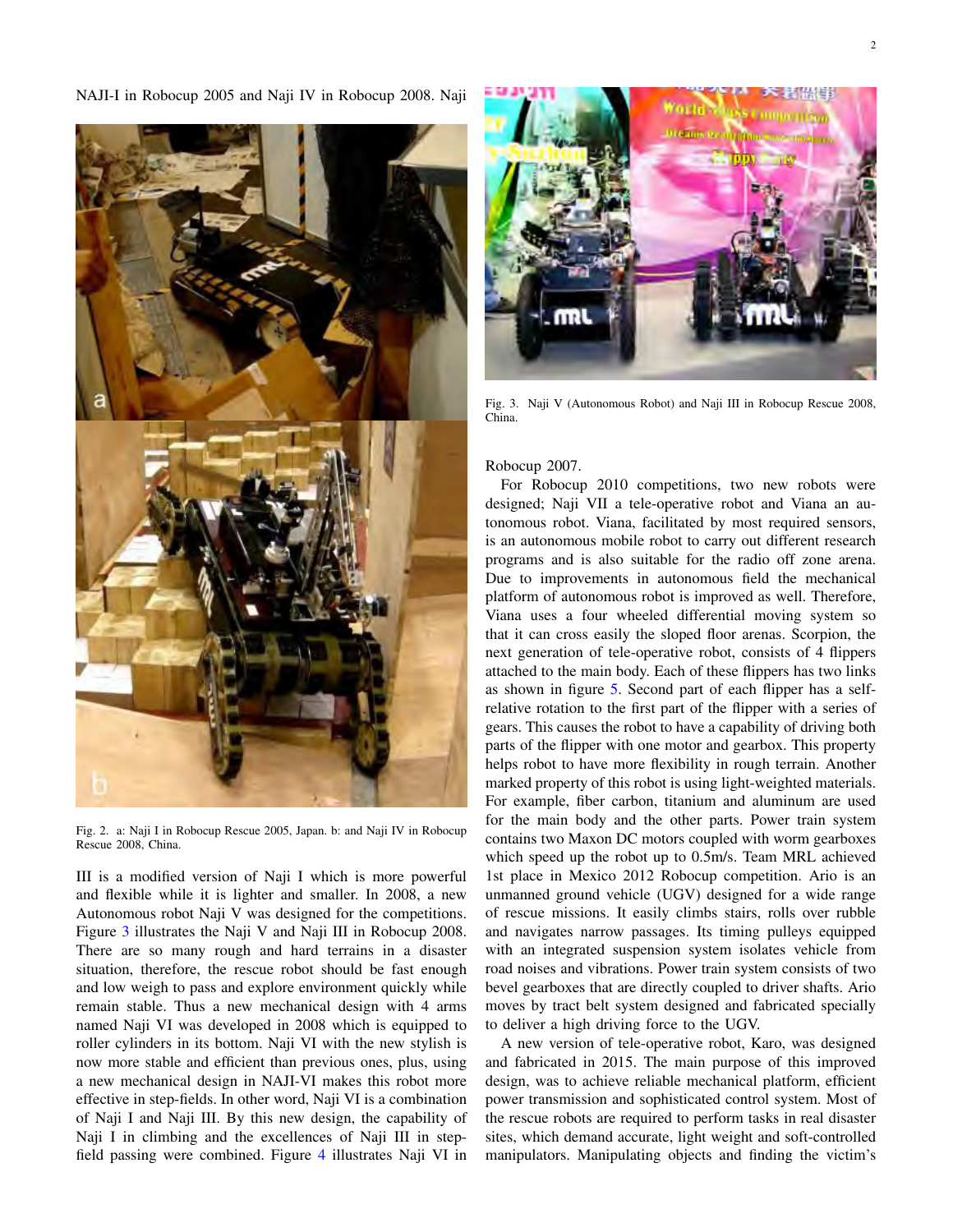NAJI-I in Robocup 2005 and Naji IV in Robocup 2008. Naji III is a modified version of Naji I which is more powerful and flexible while it is lighter and smaller. In 2008, a new Autonomous robot Naji V was designed for the competitions. Figure 3 illustrates the Naji V and Naji III in Robocup 2008. There are so many rough and hard terrains in a disaster situation, therefore, the rescue robot should be fast enough and low weigh to pass and explore environment quickly while remain stable. Thus a new mechanical design with 4 arms named Naji VI was developed in 2008 which is equipped to roller cylinders in its bottom. Naji VI with the new stylish is now more stable and efficient than previous ones, plus, using a new mechanical design in NAJI-VI makes this robot more effective in step-fields. In other word, Naji VI is a combination of Naji I and Naji III. By this new design, the capability of Naji I in climbing and the excellences of Naji III in step-field passing were combined. Figure 4 illustrates Naji VI in Robocup 2007.

Fig. 2. a: Naji I in Robocup Rescue 2005, Japan. b: and Naji IV in Robocup Rescue 2008, China.

Fig. 3. Naji V (Autonomous Robot) and Naji III in Robocup Rescue 2008, China.

For Robocup 2010 competitions, two new robots were designed; Naji VII a tele-operative robot and Viana an autonomous robot. Viana, facilitated by most required sensors, is an autonomous mobile robot to carry out different research programs and is also suitable for the radio off zone arena. Due to improvements in autonomous field the mechanical platform of autonomous robot is improved as well. Therefore, Viana uses a four wheeled differential moving system so that it can cross easily the sloped floor arenas. Scorpion, the next generation of tele-operative robot, consists of 4 flippers attached to the main body. Each of these flippers has two links as shown in figure 5. Second part of each flipper has a self-relative rotation to the first part of the flipper with a series of gears. This causes the robot to have a capability of driving both parts of the flipper with one motor and gearbox. This property helps robot to have more flexibility in rough terrain. Another marked property of this robot is using light-weighted materials. For example, fiber carbon, titanium and aluminum are used for the main body and the other parts. Power train system contains two Maxon DC motors coupled with worm gearboxes which speed up the robot up to 0.5m/s. Team MRL achieved 1st place in Mexico 2012 Robocup competition. Ario is an unmanned ground vehicle (UGV) designed for a wide range of rescue missions. It easily climbs stairs, rolls over rubble and navigates narrow passages. Its timing pulleys equipped with an integrated suspension system isolates vehicle from road noises and vibrations. Power train system consists of two bevel gearboxes that are directly coupled to driver shafts. Ario moves by tract belt system designed and fabricated specially to deliver a high driving force to the UGV.

A new version of tele-operative robot, Karo, was designed and fabricated in 2015. The main purpose of this improved design, was to achieve reliable mechanical platform, efficient power transmission and sophisticated control system. Most of the rescue robots are required to perform tasks in real disaster sites, which demand accurate, light weight and soft-controlled manipulators. Manipulating objects and finding the victim's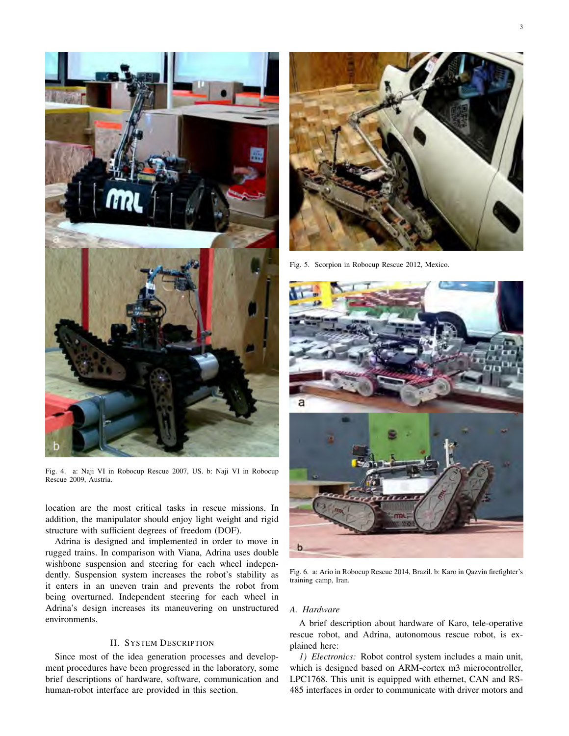Fig. 4. a: Naji VI in Robocup Rescue 2007, US. b: Naji VI in Robocup Rescue 2009, Austria.

location are the most critical tasks in rescue missions. In addition, the manipulator should enjoy light weight and rigid structure with sufficient degrees of freedom (DOF).

Adrina is designed and implemented in order to move in rugged trains. In comparison with Viana, Adrina uses double wishbone suspension and steering for each wheel independently. Suspension system increases the robot's stability as it enters in an uneven train and prevents the robot from being overturned. Independent steering for each wheel in Adrina's design increases its maneuvering on unstructured environments.

## II. System Description

Since most of the idea generation processes and development procedures have been progressed in the laboratory, some brief descriptions of hardware, software, communication and human-robot interface are provided in this section.

Fig. 5. Scorpion in Robocup Rescue 2012, Mexico.

Fig. 6. a: Ario in Robocup Rescue 2014, Brazil. b: Karo in Qazvin firefighter's training camp, Iran.

### A. Hardware

A brief description about hardware of Karo, tele-operative rescue robot, and Adrina, autonomous rescue robot, is explained here:

*1) Electronics:* Robot control system includes a main unit, which is designed based on ARM-cortex m3 microcontroller, LPC1768. This unit is equipped with ethernet, CAN and RS-485 interfaces in order to communicate with driver motors and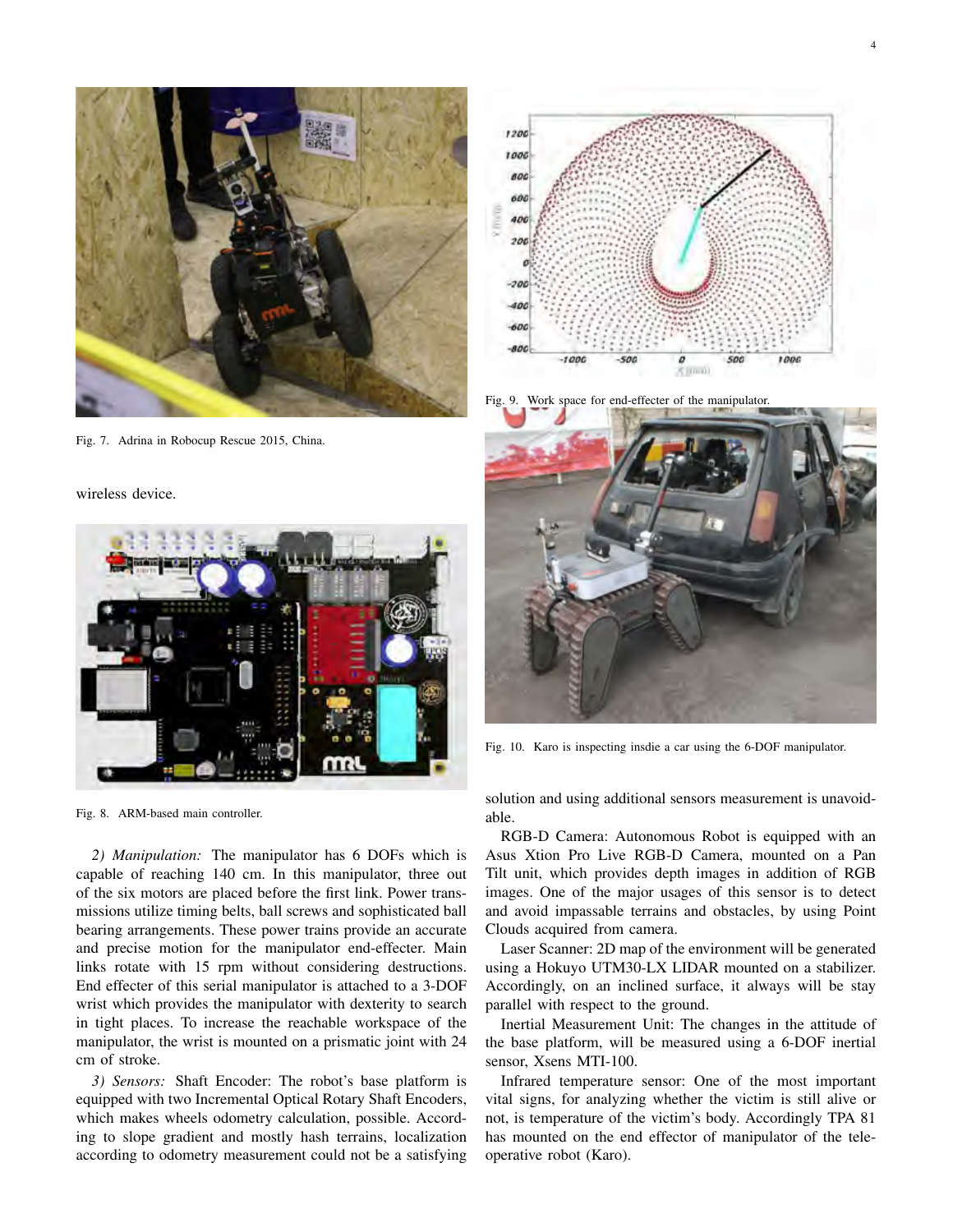Fig. 7. Adrina in Robocup Rescue 2015, China.

wireless device.

Fig. 8. ARM-based main controller.

*2) Manipulation:* The manipulator has 6 DOFs which is capable of reaching 140 cm. In this manipulator, three out of the six motors are placed before the first link. Power transmissions utilize timing belts, ball screws and sophisticated ball bearing arrangements. These power trains provide an accurate and precise motion for the manipulator end-effecter. Main links rotate with 15 rpm without considering destructions. End effecter of this serial manipulator is attached to a 3-DOF wrist which provides the manipulator with dexterity to search in tight places. To increase the reachable workspace of the manipulator, the wrist is mounted on a prismatic joint with 24 cm of stroke.

*3) Sensors:* Shaft Encoder: The robot's base platform is equipped with two Incremental Optical Rotary Shaft Encoders, which makes wheels odometry calculation, possible. According to slope gradient and mostly hash terrains, localization according to odometry measurement could not be a satisfying solution and using additional sensors measurement is unavoidable.

Fig. 9. Work space for end-effecter of the manipulator.

Fig. 10. Karo is inspecting insdie a car using the 6-DOF manipulator.

RGB-D Camera: Autonomous Robot is equipped with an Asus Xtion Pro Live RGB-D Camera, mounted on a Pan Tilt unit, which provides depth images in addition of RGB images. One of the major usages of this sensor is to detect and avoid impassable terrains and obstacles, by using Point Clouds acquired from camera.

Laser Scanner: 2D map of the environment will be generated using a Hokuyo UTM30-LX LIDAR mounted on a stabilizer. Accordingly, on an inclined surface, it always will be stay parallel with respect to the ground.

Inertial Measurement Unit: The changes in the attitude of the base platform, will be measured using a 6-DOF inertial sensor, Xsens MTI-100.

Infrared temperature sensor: One of the most important vital signs, for analyzing whether the victim is still alive or not, is temperature of the victim's body. Accordingly TPA 81 has mounted on the end effector of manipulator of the tele-operative robot (Karo).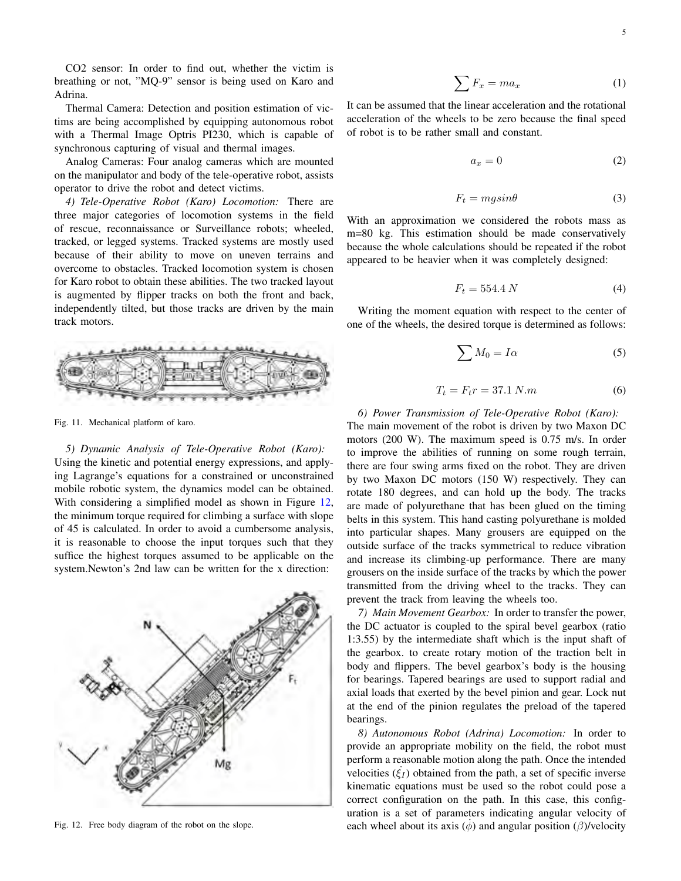CO2 sensor: In order to find out, whether the victim is breathing or not, "MQ-9" sensor is being used on Karo and Adrina.

Thermal Camera: Detection and position estimation of victims are being accomplished by equipping autonomous robot with a Thermal Image Optris PI230, which is capable of synchronous capturing of visual and thermal images.

Analog Cameras: Four analog cameras which are mounted on the manipulator and body of the tele-operative robot, assists operator to drive the robot and detect victims.

*4) Tele-Operative Robot (Karo) Locomotion:* There are three major categories of locomotion systems in the field of rescue, reconnaissance or Surveillance robots; wheeled, tracked, or legged systems. Tracked systems are mostly used because of their ability to move on uneven terrains and overcome to obstacles. Tracked locomotion system is chosen for Karo robot to obtain these abilities. The two tracked layout is augmented by flipper tracks on both the front and back, independently tilted, but those tracks are driven by the main track motors.

Fig. 11. Mechanical platform of karo.

*5) Dynamic Analysis of Tele-Operative Robot (Karo):* Using the kinetic and potential energy expressions, and applying Lagrange's equations for a constrained or unconstrained mobile robotic system, the dynamics model can be obtained. With considering a simplified model as shown in Figure 12, the minimum torque required for climbing a surface with slope of 45 is calculated. In order to avoid a cumbersome analysis, it is reasonable to choose the input torques such that they suffice the highest torques assumed to be applicable on the system.Newton's 2nd law can be written for the x direction:

Fig. 12. Free body diagram of the robot on the slope.

$$\sum F_x = ma_x \tag{1}$$

It can be assumed that the linear acceleration and the rotational acceleration of the wheels to be zero because the final speed of robot is to be rather small and constant.

$$a_x = 0 \tag{2}$$

$$F_t = mgsin\theta \tag{3}$$

With an approximation we considered the robots mass as m=80 kg. This estimation should be made conservatively because the whole calculations should be repeated if the robot appeared to be heavier when it was completely designed:

$$F_t = 554.4\, N \tag{4}$$

Writing the moment equation with respect to the center of one of the wheels, the desired torque is determined as follows:

$$\sum M_0 = I\alpha \tag{5}$$

$$T_t = F_t r = 37.1\, N.m \tag{6}$$

*6) Power Transmission of Tele-Operative Robot (Karo):* The main movement of the robot is driven by two Maxon DC motors (200 W). The maximum speed is 0.75 m/s. In order to improve the abilities of running on some rough terrain, there are four swing arms fixed on the robot. They are driven by two Maxon DC motors (150 W) respectively. They can rotate 180 degrees, and can hold up the body. The tracks are made of polyurethane that has been glued on the timing belts in this system. This hand casting polyurethane is molded into particular shapes. Many grousers are equipped on the outside surface of the tracks symmetrical to reduce vibration and increase its climbing-up performance. There are many grousers on the inside surface of the tracks by which the power transmitted from the driving wheel to the tracks. They can prevent the track from leaving the wheels too.

*7) Main Movement Gearbox:* In order to transfer the power, the DC actuator is coupled to the spiral bevel gearbox (ratio 1:3.55) by the intermediate shaft which is the input shaft of the gearbox. to create rotary motion of the traction belt in body and flippers. The bevel gearbox's body is the housing for bearings. Tapered bearings are used to support radial and axial loads that exerted by the bevel pinion and gear. Lock nut at the end of the pinion regulates the preload of the tapered bearings.

*8) Autonomous Robot (Adrina) Locomotion:* In order to provide an appropriate mobility on the field, the robot must perform a reasonable motion along the path. Once the intended velocities ($\dot{\xi}_I$) obtained from the path, a set of specific inverse kinematic equations must be used so the robot could pose a correct configuration on the path. In this case, this configuration is a set of parameters indicating angular velocity of each wheel about its axis ($\dot{\phi}$) and angular position ($\beta$)/velocity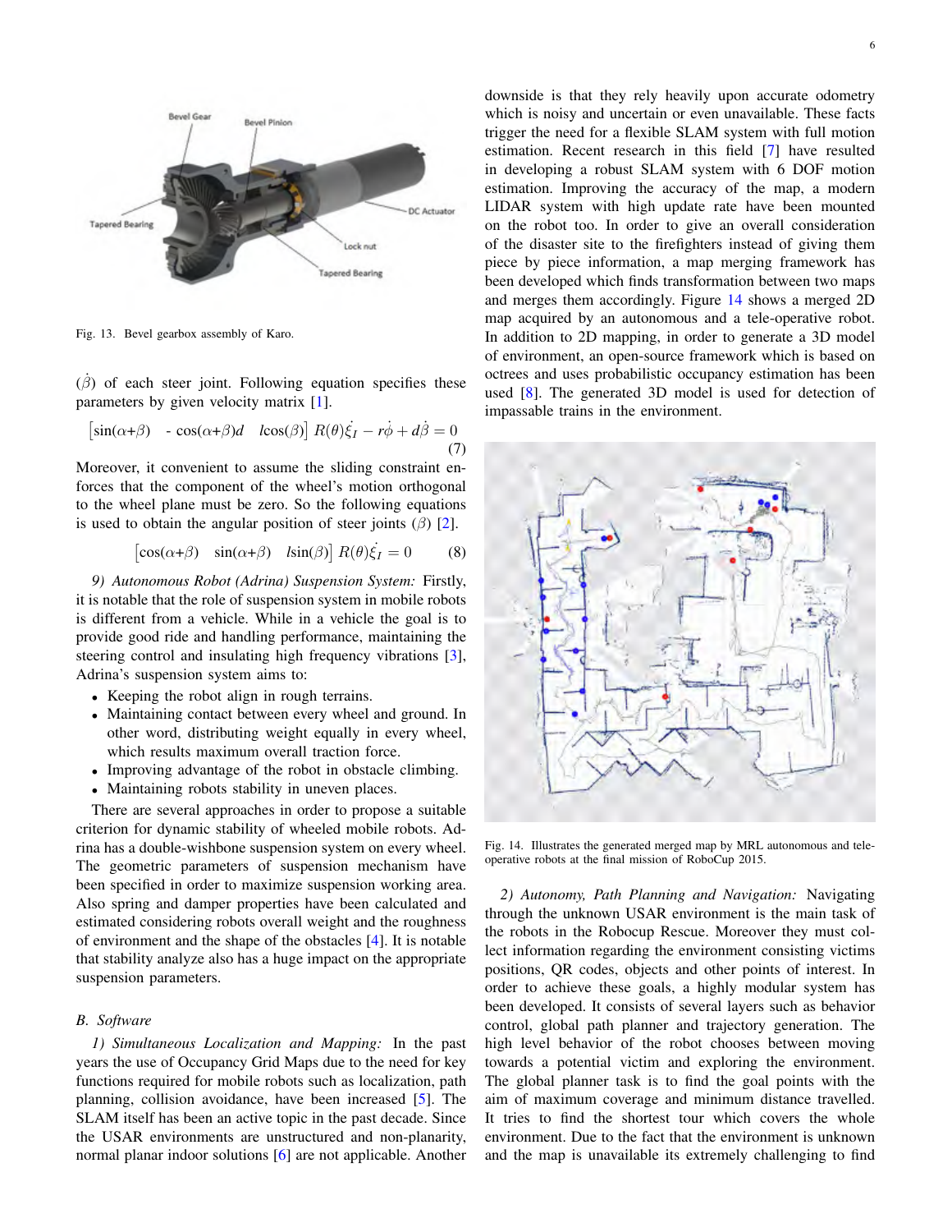Fig. 13. Bevel gearbox assembly of Karo.

($\dot{\beta}$) of each steer joint. Following equation specifies these parameters by given velocity matrix [1].

$$\begin{bmatrix}\sin(\alpha{+}\beta) & -\cos(\alpha{+}\beta)d & l\cos(\beta)\end{bmatrix} R(\theta)\dot{\xi_I} - r\dot{\phi} + d\dot{\beta} = 0 \quad (7)$$

Moreover, it convenient to assume the sliding constraint enforces that the component of the wheel's motion orthogonal to the wheel plane must be zero. So the following equations is used to obtain the angular position of steer joints ($\beta$) [2].

$$\begin{bmatrix}\cos(\alpha{+}\beta) & \sin(\alpha{+}\beta) & l\sin(\beta)\end{bmatrix} R(\theta)\dot{\xi_I} = 0 \quad (8)$$

*9) Autonomous Robot (Adrina) Suspension System:* Firstly, it is notable that the role of suspension system in mobile robots is different from a vehicle. While in a vehicle the goal is to provide good ride and handling performance, maintaining the steering control and insulating high frequency vibrations [3], Adrina's suspension system aims to:

- Keeping the robot align in rough terrains.
- Maintaining contact between every wheel and ground. In other word, distributing weight equally in every wheel, which results maximum overall traction force.
- Improving advantage of the robot in obstacle climbing.
- Maintaining robots stability in uneven places.

There are several approaches in order to propose a suitable criterion for dynamic stability of wheeled mobile robots. Adrina has a double-wishbone suspension system on every wheel. The geometric parameters of suspension mechanism have been specified in order to maximize suspension working area. Also spring and damper properties have been calculated and estimated considering robots overall weight and the roughness of environment and the shape of the obstacles [4]. It is notable that stability analyze also has a huge impact on the appropriate suspension parameters.

### B. Software

*1) Simultaneous Localization and Mapping:* In the past years the use of Occupancy Grid Maps due to the need for key functions required for mobile robots such as localization, path planning, collision avoidance, have been increased [5]. The SLAM itself has been an active topic in the past decade. Since the USAR environments are unstructured and non-planarity, normal planar indoor solutions [6] are not applicable. Another downside is that they rely heavily upon accurate odometry which is noisy and uncertain or even unavailable. These facts trigger the need for a flexible SLAM system with full motion estimation. Recent research in this field [7] have resulted in developing a robust SLAM system with 6 DOF motion estimation. Improving the accuracy of the map, a modern LIDAR system with high update rate have been mounted on the robot too. In order to give an overall consideration of the disaster site to the firefighters instead of giving them piece by piece information, a map merging framework has been developed which finds transformation between two maps and merges them accordingly. Figure 14 shows a merged 2D map acquired by an autonomous and a tele-operative robot. In addition to 2D mapping, in order to generate a 3D model of environment, an open-source framework which is based on octrees and uses probabilistic occupancy estimation has been used [8]. The generated 3D model is used for detection of impassable trains in the environment.

Fig. 14. Illustrates the generated merged map by MRL autonomous and tele-operative robots at the final mission of RoboCup 2015.

*2) Autonomy, Path Planning and Navigation:* Navigating through the unknown USAR environment is the main task of the robots in the Robocup Rescue. Moreover they must collect information regarding the environment consisting victims positions, QR codes, objects and other points of interest. In order to achieve these goals, a highly modular system has been developed. It consists of several layers such as behavior control, global path planner and trajectory generation. The high level behavior of the robot chooses between moving towards a potential victim and exploring the environment. The global planner task is to find the goal points with the aim of maximum coverage and minimum distance travelled. It tries to find the shortest tour which covers the whole environment. Due to the fact that the environment is unknown and the map is unavailable its extremely challenging to find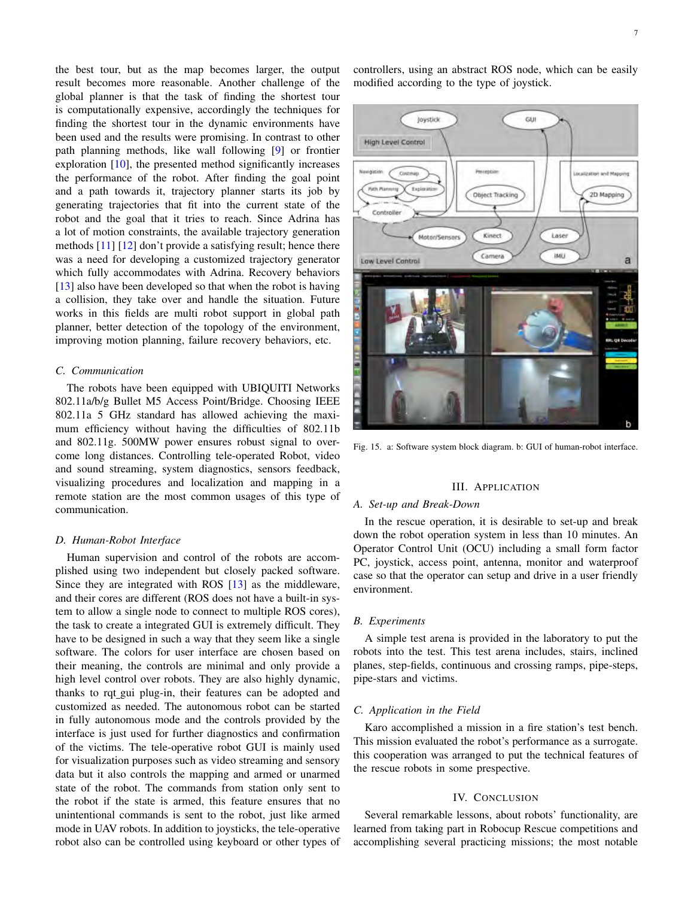the best tour, but as the map becomes larger, the output result becomes more reasonable. Another challenge of the global planner is that the task of finding the shortest tour is computationally expensive, accordingly the techniques for finding the shortest tour in the dynamic environments have been used and the results were promising. In contrast to other path planning methods, like wall following [9] or frontier exploration [10], the presented method significantly increases the performance of the robot. After finding the goal point and a path towards it, trajectory planner starts its job by generating trajectories that fit into the current state of the robot and the goal that it tries to reach. Since Adrina has a lot of motion constraints, the available trajectory generation methods [11] [12] don't provide a satisfying result; hence there was a need for developing a customized trajectory generator which fully accommodates with Adrina. Recovery behaviors [13] also have been developed so that when the robot is having a collision, they take over and handle the situation. Future works in this fields are multi robot support in global path planner, better detection of the topology of the environment, improving motion planning, failure recovery behaviors, etc.

### C. Communication

The robots have been equipped with UBIQUITI Networks 802.11a/b/g Bullet M5 Access Point/Bridge. Choosing IEEE 802.11a 5 GHz standard has allowed achieving the maximum efficiency without having the difficulties of 802.11b and 802.11g. 500MW power ensures robust signal to overcome long distances. Controlling tele-operated Robot, video and sound streaming, system diagnostics, sensors feedback, visualizing procedures and localization and mapping in a remote station are the most common usages of this type of communication.

### D. Human-Robot Interface

Human supervision and control of the robots are accomplished using two independent but closely packed software. Since they are integrated with ROS [13] as the middleware, and their cores are different (ROS does not have a built-in system to allow a single node to connect to multiple ROS cores), the task to create a integrated GUI is extremely difficult. They have to be designed in such a way that they seem like a single software. The colors for user interface are chosen based on their meaning, the controls are minimal and only provide a high level control over robots. They are also highly dynamic, thanks to rqt_gui plug-in, their features can be adopted and customized as needed. The autonomous robot can be started in fully autonomous mode and the controls provided by the interface is just used for further diagnostics and confirmation of the victims. The tele-operative robot GUI is mainly used for visualization purposes such as video streaming and sensory data but it also controls the mapping and armed or unarmed state of the robot. The commands from station only sent to the robot if the state is armed, this feature ensures that no unintentional commands is sent to the robot, just like armed mode in UAV robots. In addition to joysticks, the tele-operative robot also can be controlled using keyboard or other types of controllers, using an abstract ROS node, which can be easily modified according to the type of joystick.

Fig. 15. a: Software system block diagram. b: GUI of human-robot interface.

## III. Application

### A. Set-up and Break-Down

In the rescue operation, it is desirable to set-up and break down the robot operation system in less than 10 minutes. An Operator Control Unit (OCU) including a small form factor PC, joystick, access point, antenna, monitor and waterproof case so that the operator can setup and drive in a user friendly environment.

### B. Experiments

A simple test arena is provided in the laboratory to put the robots into the test. This test arena includes, stairs, inclined planes, step-fields, continuous and crossing ramps, pipe-steps, pipe-stars and victims.

### C. Application in the Field

Karo accomplished a mission in a fire station's test bench. This mission evaluated the robot's performance as a surrogate. this cooperation was arranged to put the technical features of the rescue robots in some prespective.

## IV. Conclusion

Several remarkable lessons, about robots' functionality, are learned from taking part in Robocup Rescue competitions and accomplishing several practicing missions; the most notable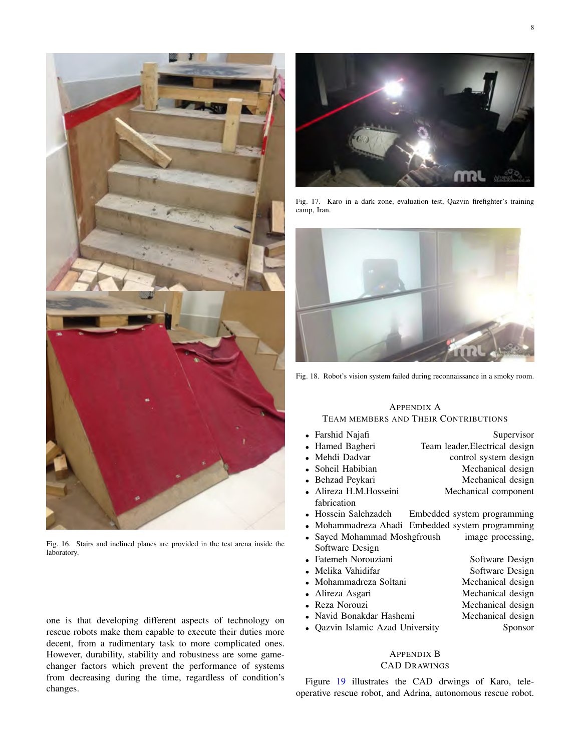Fig. 16. Stairs and inclined planes are provided in the test arena inside the laboratory.

Fig. 17. Karo in a dark zone, evaluation test, Qazvin firefighter's training camp, Iran.

Fig. 18. Robot's vision system failed during reconnaissance in a smoky room.

one is that developing different aspects of technology on rescue robots make them capable to execute their duties more decent, from a rudimentary task to more complicated ones. However, durability, stability and robustness are some game-changer factors which prevent the performance of systems from decreasing during the time, regardless of condition's changes.

## Appendix A
## Team members and Their Contributions

- Farshid Najafi — Supervisor
- Hamed Bagheri — Team leader,Electrical design
- Mehdi Dadvar — control system design
- Soheil Habibian — Mechanical design
- Behzad Peykari — Mechanical design
- Alireza H.M.Hosseini — Mechanical component fabrication
- Hossein Salehzadeh — Embedded system programming
- Mohammadreza Ahadi — Embedded system programming
- Sayed Mohammad Moshgfroush — image processing, Software Design
- Fatemeh Norouziani — Software Design
- Melika Vahidifar — Software Design
- Mohammadreza Soltani — Mechanical design
- Alireza Asgari — Mechanical design
- Reza Norouzi — Mechanical design
- Navid Bonakdar Hashemi — Mechanical design
- Qazvin Islamic Azad University — Sponsor

## Appendix B
## CAD Drawings

Figure 19 illustrates the CAD drwings of Karo, tele-operative rescue robot, and Adrina, autonomous rescue robot.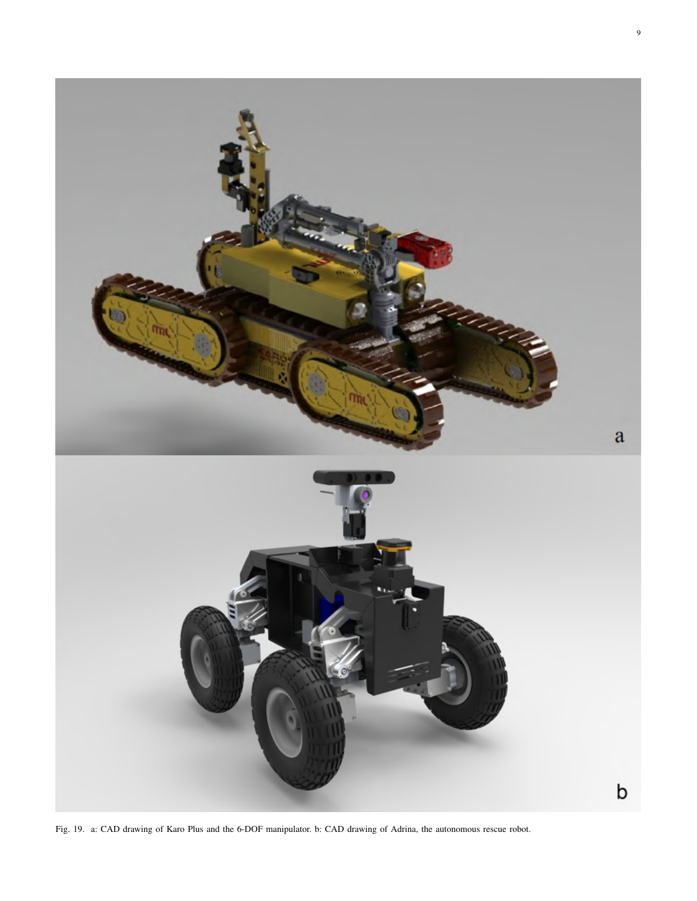Fig. 19. a: CAD drawing of Karo Plus and the 6-DOF manipulator. b: CAD drawing of Adrina, the autonomous rescue robot.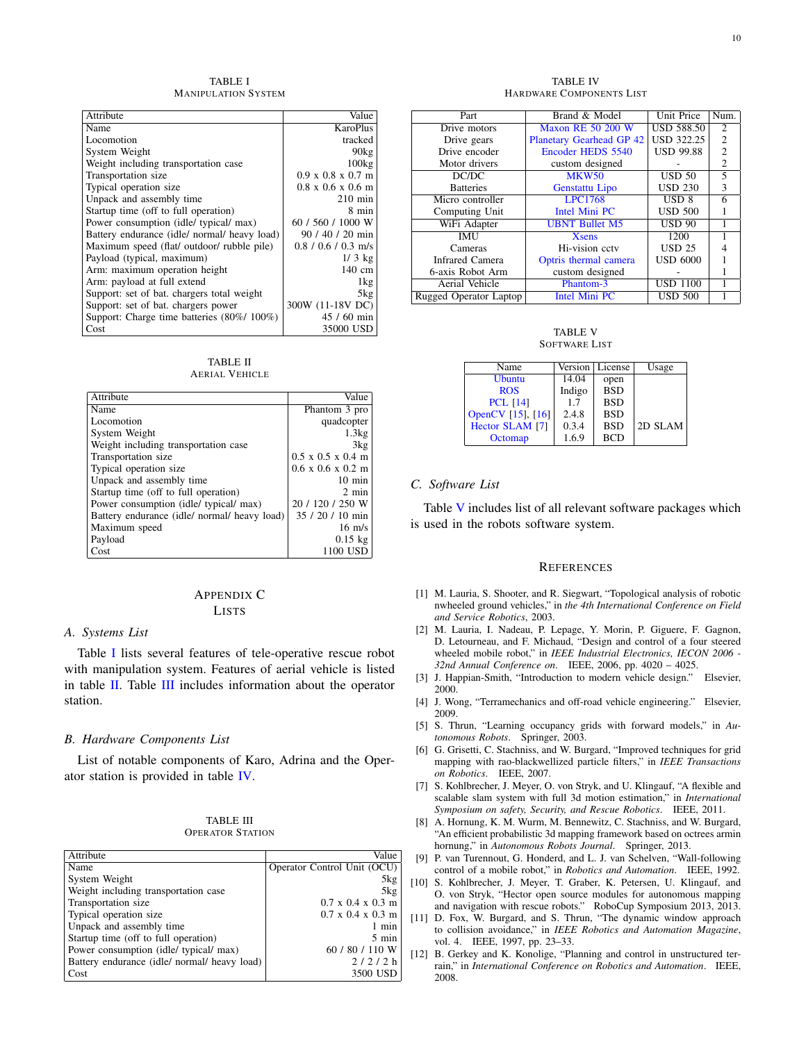TABLE I
MANIPULATION SYSTEM

| Attribute | Value |
|---|---|
| Name | KaroPlus |
| Locomotion | tracked |
| System Weight | 90kg |
| Weight including transportation case | 100kg |
| Transportation size | 0.9 x 0.8 x 0.7 m |
| Typical operation size | 0.8 x 0.6 x 0.6 m |
| Unpack and assembly time | 210 min |
| Startup time (off to full operation) | 8 min |
| Power consumption (idle/ typical/ max) | 60 / 560 / 1000 W |
| Battery endurance (idle/ normal/ heavy load) | 90 / 40 / 20 min |
| Maximum speed (flat/ outdoor/ rubble pile) | 0.8 / 0.6 / 0.3 m/s |
| Payload (typical, maximum) | 1/ 3 kg |
| Arm: maximum operation height | 140 cm |
| Arm: payload at full extend | 1kg |
| Support: set of bat. chargers total weight | 5kg |
| Support: set of bat. chargers power | 300W (11-18V DC) |
| Support: Charge time batteries (80%/ 100%) | 45 / 60 min |
| Cost | 35000 USD |

TABLE II
AERIAL VEHICLE

| Attribute | Value |
|---|---|
| Name | Phantom 3 pro |
| Locomotion | quadcopter |
| System Weight | 1.3kg |
| Weight including transportation case | 3kg |
| Transportation size | 0.5 x 0.5 x 0.4 m |
| Typical operation size | 0.6 x 0.6 x 0.2 m |
| Unpack and assembly time | 10 min |
| Startup time (off to full operation) | 2 min |
| Power consumption (idle/ typical/ max) | 20 / 120 / 250 W |
| Battery endurance (idle/ normal/ heavy load) | 35 / 20 / 10 min |
| Maximum speed | 16 m/s |
| Payload | 0.15 kg |
| Cost | 1100 USD |

# APPENDIX C
# LISTS

## A. Systems List

Table I lists several features of tele-operative rescue robot with manipulation system. Features of aerial vehicle is listed in table II. Table III includes information about the operator station.

## B. Hardware Components List

List of notable components of Karo, Adrina and the Operator station is provided in table IV.

TABLE III
OPERATOR STATION

| Attribute | Value |
|---|---|
| Name | Operator Control Unit (OCU) |
| System Weight | 5kg |
| Weight including transportation case | 5kg |
| Transportation size | 0.7 x 0.4 x 0.3 m |
| Typical operation size | 0.7 x 0.4 x 0.3 m |
| Unpack and assembly time | 1 min |
| Startup time (off to full operation) | 5 min |
| Power consumption (idle/ typical/ max) | 60 / 80 / 110 W |
| Battery endurance (idle/ normal/ heavy load) | 2 / 2 / 2 h |
| Cost | 3500 USD |

TABLE IV
HARDWARE COMPONENTS LIST

| Part | Brand & Model | Unit Price | Num. |
|---|---|---|---|
| Drive motors | Maxon RE 50 200 W | USD 588.50 | 2 |
| Drive gears | Planetary Gearhead GP 42 | USD 322.25 | 2 |
| Drive encoder | Encoder HEDS 5540 | USD 99.88 | 2 |
| Motor drivers | custom designed | - | 2 |
| DC/DC | MKW50 | USD 50 | 5 |
| Batteries | Genstattu Lipo | USD 230 | 3 |
| Micro controller | LPC1768 | USD 8 | 6 |
| Computing Unit | Intel Mini PC | USD 500 | 1 |
| WiFi Adapter | UBNT Bullet M5 | USD 90 | 1 |
| IMU | Xsens | 1200 | 1 |
| Cameras | Hi-vision cctv | USD 25 | 4 |
| Infrared Camera | Optris thermal camera | USD 6000 | 1 |
| 6-axis Robot Arm | custom designed | - | 1 |
| Aerial Vehicle | Phantom-3 | USD 1100 | 1 |
| Rugged Operator Laptop | Intel Mini PC | USD 500 | 1 |

TABLE V
SOFTWARE LIST

| Name | Version | License | Usage |
|---|---|---|---|
| Ubuntu | 14.04 | open | |
| ROS | Indigo | BSD | |
| PCL [14] | 1.7 | BSD | |
| OpenCV [15], [16] | 2.4.8 | BSD | |
| Hector SLAM [7] | 0.3.4 | BSD | 2D SLAM |
| Octomap | 1.6.9 | BCD | |

## C. Software List

Table V includes list of all relevant software packages which is used in the robots software system.

# REFERENCES

[1] M. Lauria, S. Shooter, and R. Siegwart, "Topological analysis of robotic nwheeled ground vehicles," in *the 4th International Conference on Field and Service Robotics*, 2003.

[2] M. Lauria, I. Nadeau, P. Lepage, Y. Morin, P. Giguere, F. Gagnon, D. Letourneau, and F. Michaud, "Design and control of a four steered wheeled mobile robot," in *IEEE Industrial Electronics, IECON 2006 - 32nd Annual Conference on*. IEEE, 2006, pp. 4020 – 4025.

[3] J. Happian-Smith, "Introduction to modern vehicle design." Elsevier, 2000.

[4] J. Wong, "Terramechanics and off-road vehicle engineering." Elsevier, 2009.

[5] S. Thrun, "Learning occupancy grids with forward models," in *Autonomous Robots*. Springer, 2003.

[6] G. Grisetti, C. Stachniss, and W. Burgard, "Improved techniques for grid mapping with rao-blackwellized particle filters," in *IEEE Transactions on Robotics*. IEEE, 2007.

[7] S. Kohlbrecher, J. Meyer, O. von Stryk, and U. Klingauf, "A flexible and scalable slam system with full 3d motion estimation," in *International Symposium on safety, Security, and Rescue Robotics*. IEEE, 2011.

[8] A. Hornung, K. M. Wurm, M. Bennewitz, C. Stachniss, and W. Burgard, "An efficient probabilistic 3d mapping framework based on octrees armin hornung," in *Autonomous Robots Journal*. Springer, 2013.

[9] P. van Turennout, G. Honderd, and L. J. van Schelven, "Wall-following control of a mobile robot," in *Robotics and Automation*. IEEE, 1992.

[10] S. Kohlbrecher, J. Meyer, T. Graber, K. Petersen, U. Klingauf, and O. von Stryk, "Hector open source modules for autonomous mapping and navigation with rescue robots." RoboCup Symposium 2013, 2013.

[11] D. Fox, W. Burgard, and S. Thrun, "The dynamic window approach to collision avoidance," in *IEEE Robotics and Automation Magazine*, vol. 4. IEEE, 1997, pp. 23–33.

[12] B. Gerkey and K. Konolige, "Planning and control in unstructured terrain," in *International Conference on Robotics and Automation*. IEEE, 2008.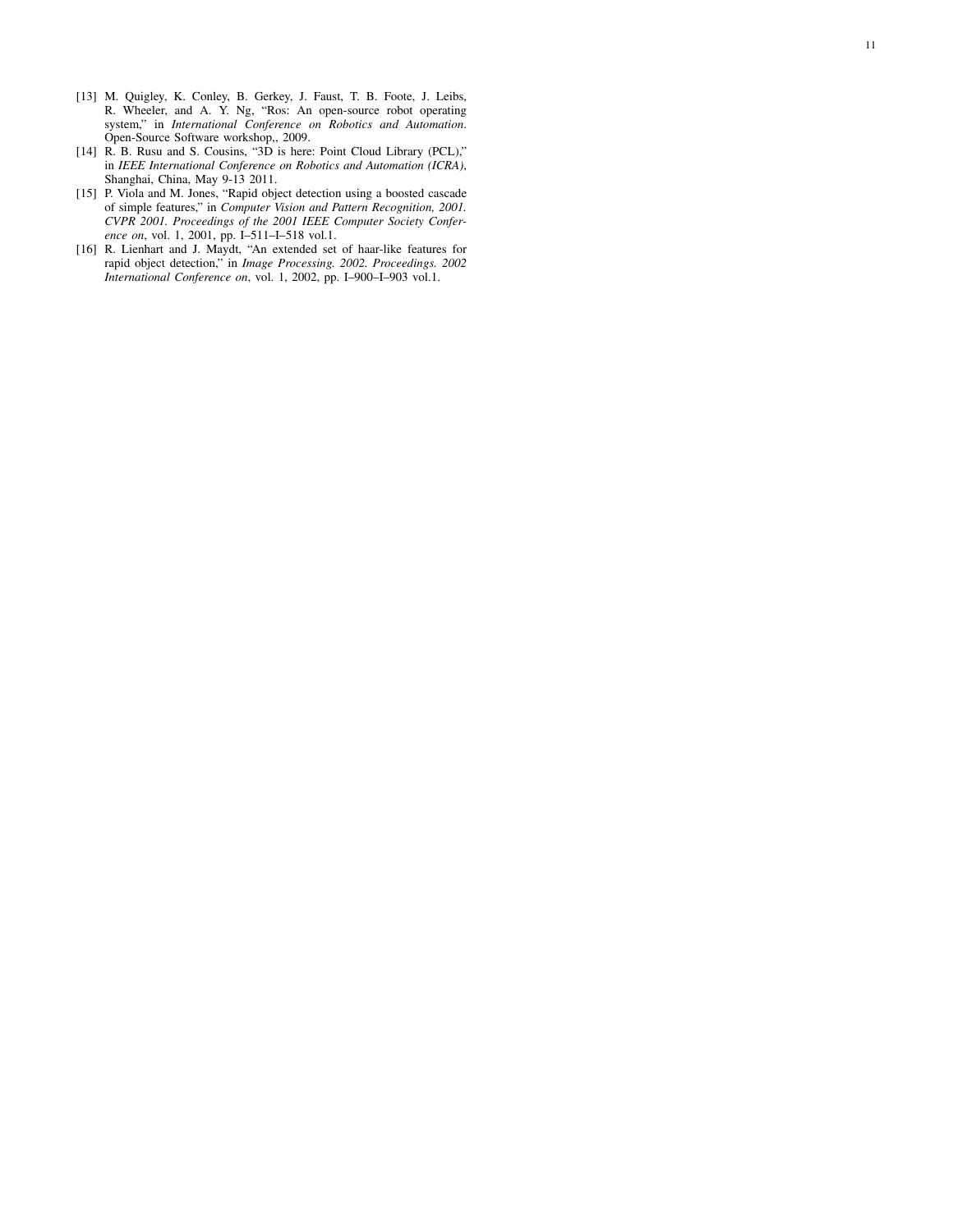[13] M. Quigley, K. Conley, B. Gerkey, J. Faust, T. B. Foote, J. Leibs, R. Wheeler, and A. Y. Ng, "Ros: An open-source robot operating system," in *International Conference on Robotics and Automation*. Open-Source Software workshop,, 2009.

[14] R. B. Rusu and S. Cousins, "3D is here: Point Cloud Library (PCL)," in *IEEE International Conference on Robotics and Automation (ICRA)*, Shanghai, China, May 9-13 2011.

[15] P. Viola and M. Jones, "Rapid object detection using a boosted cascade of simple features," in *Computer Vision and Pattern Recognition, 2001. CVPR 2001. Proceedings of the 2001 IEEE Computer Society Conference on*, vol. 1, 2001, pp. I–511–I–518 vol.1.

[16] R. Lienhart and J. Maydt, "An extended set of haar-like features for rapid object detection," in *Image Processing. 2002. Proceedings. 2002 International Conference on*, vol. 1, 2002, pp. I–900–I–903 vol.1.